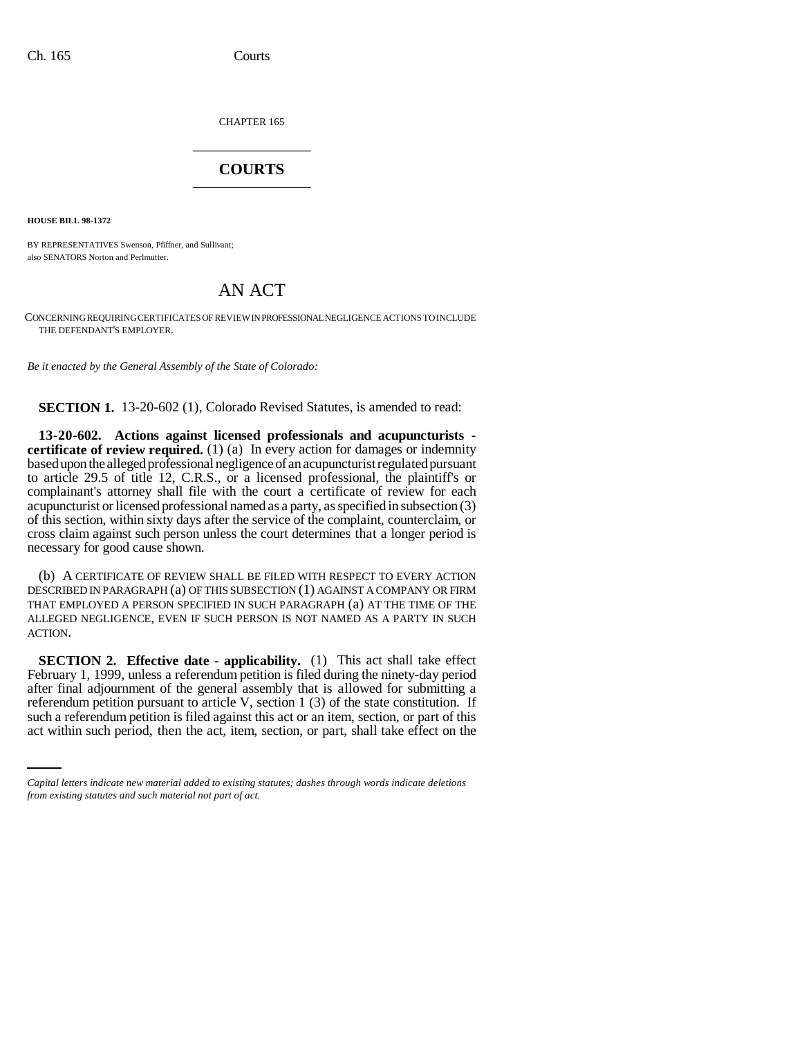CHAPTER 165

# COURTS

**HOUSE BILL 98-1372**

BY REPRESENTATIVES Swenson, Pfiffner, and Sullivant;
also SENATORS Norton and Perlmutter.

# AN ACT

CONCERNING REQUIRING CERTIFICATES OF REVIEW IN PROFESSIONAL NEGLIGENCE ACTIONS TO INCLUDE THE DEFENDANT'S EMPLOYER.

*Be it enacted by the General Assembly of the State of Colorado:*

**SECTION 1.** 13-20-602 (1), Colorado Revised Statutes, is amended to read:

**13-20-602. Actions against licensed professionals and acupuncturists - certificate of review required.** (1) (a) In every action for damages or indemnity based upon the alleged professional negligence of an acupuncturist regulated pursuant to article 29.5 of title 12, C.R.S., or a licensed professional, the plaintiff's or complainant's attorney shall file with the court a certificate of review for each acupuncturist or licensed professional named as a party, as specified in subsection (3) of this section, within sixty days after the service of the complaint, counterclaim, or cross claim against such person unless the court determines that a longer period is necessary for good cause shown.

(b) A CERTIFICATE OF REVIEW SHALL BE FILED WITH RESPECT TO EVERY ACTION DESCRIBED IN PARAGRAPH (a) OF THIS SUBSECTION (1) AGAINST A COMPANY OR FIRM THAT EMPLOYED A PERSON SPECIFIED IN SUCH PARAGRAPH (a) AT THE TIME OF THE ALLEGED NEGLIGENCE, EVEN IF SUCH PERSON IS NOT NAMED AS A PARTY IN SUCH ACTION.

**SECTION 2. Effective date - applicability.** (1) This act shall take effect February 1, 1999, unless a referendum petition is filed during the ninety-day period after final adjournment of the general assembly that is allowed for submitting a referendum petition pursuant to article V, section 1 (3) of the state constitution. If such a referendum petition is filed against this act or an item, section, or part of this act within such period, then the act, item, section, or part, shall take effect on the

*Capital letters indicate new material added to existing statutes; dashes through words indicate deletions from existing statutes and such material not part of act.*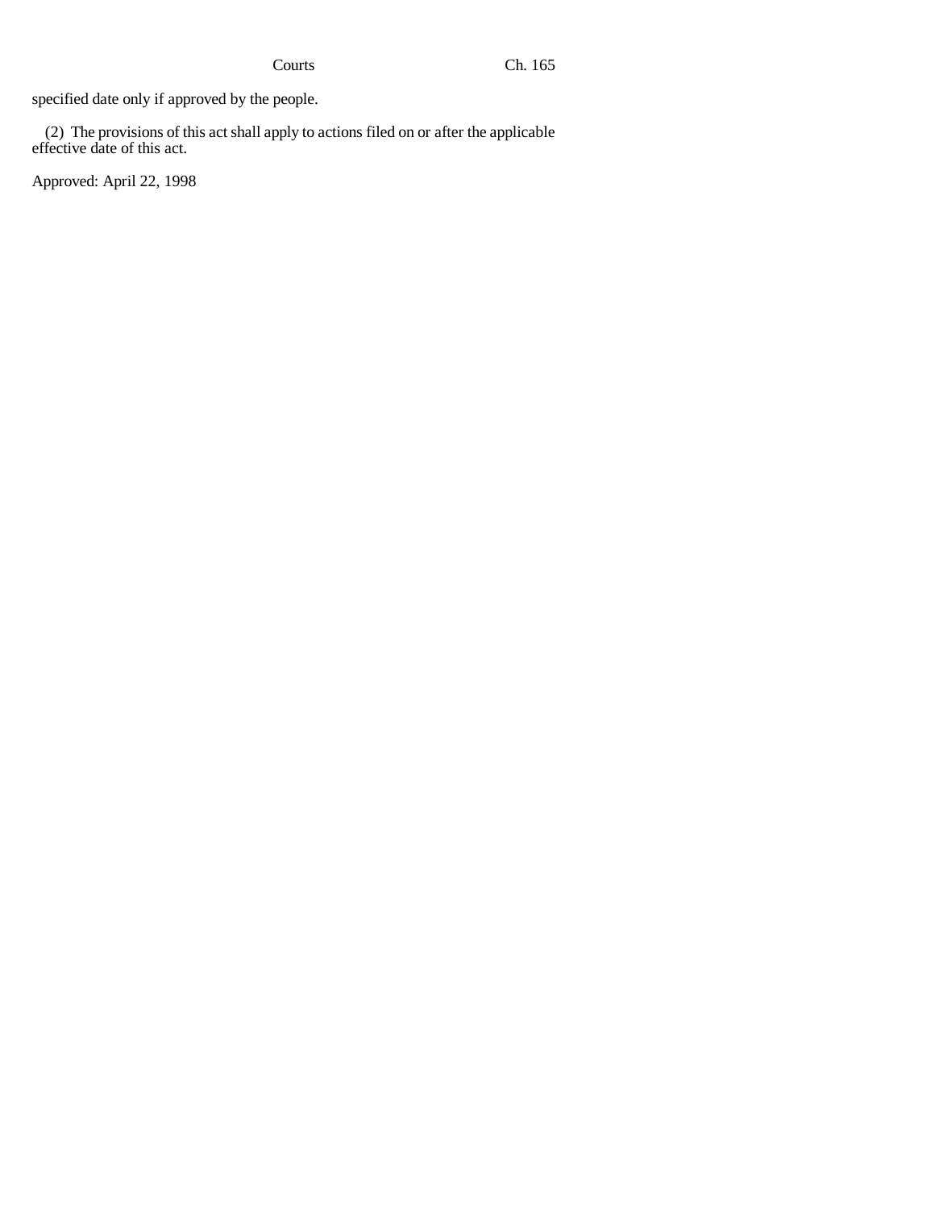specified date only if approved by the people.

(2) The provisions of this act shall apply to actions filed on or after the applicable effective date of this act.

Approved: April 22, 1998